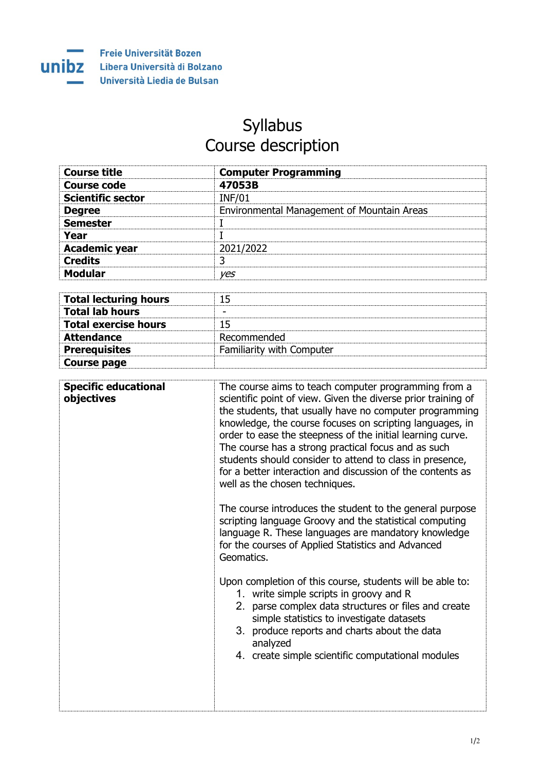Freie Universität Bozen
Libera Università di Bolzano
Università Liedia de Bulsan

# Syllabus
# Course description

| | |
|---|---|
| **Course title** | **Computer Programming** |
| **Course code** | **47053B** |
| **Scientific sector** | INF/01 |
| **Degree** | Environmental Management of Mountain Areas |
| **Semester** | I |
| **Year** | I |
| **Academic year** | 2021/2022 |
| **Credits** | 3 |
| **Modular** | *yes* |

| | |
|---|---|
| **Total lecturing hours** | 15 |
| **Total lab hours** | - |
| **Total exercise hours** | 15 |
| **Attendance** | Recommended |
| **Prerequisites** | Familiarity with Computer |
| **Course page** | |

| | |
|---|---|
| **Specific educational objectives** | The course aims to teach computer programming from a scientific point of view. Given the diverse prior training of the students, that usually have no computer programming knowledge, the course focuses on scripting languages, in order to ease the steepness of the initial learning curve. The course has a strong practical focus and as such students should consider to attend to class in presence, for a better interaction and discussion of the contents as well as the chosen techniques.<br><br>The course introduces the student to the general purpose scripting language Groovy and the statistical computing language R. These languages are mandatory knowledge for the courses of Applied Statistics and Advanced Geomatics.<br><br>Upon completion of this course, students will be able to:<br>1. write simple scripts in groovy and R<br>2. parse complex data structures or files and create simple statistics to investigate datasets<br>3. produce reports and charts about the data analyzed<br>4. create simple scientific computational modules |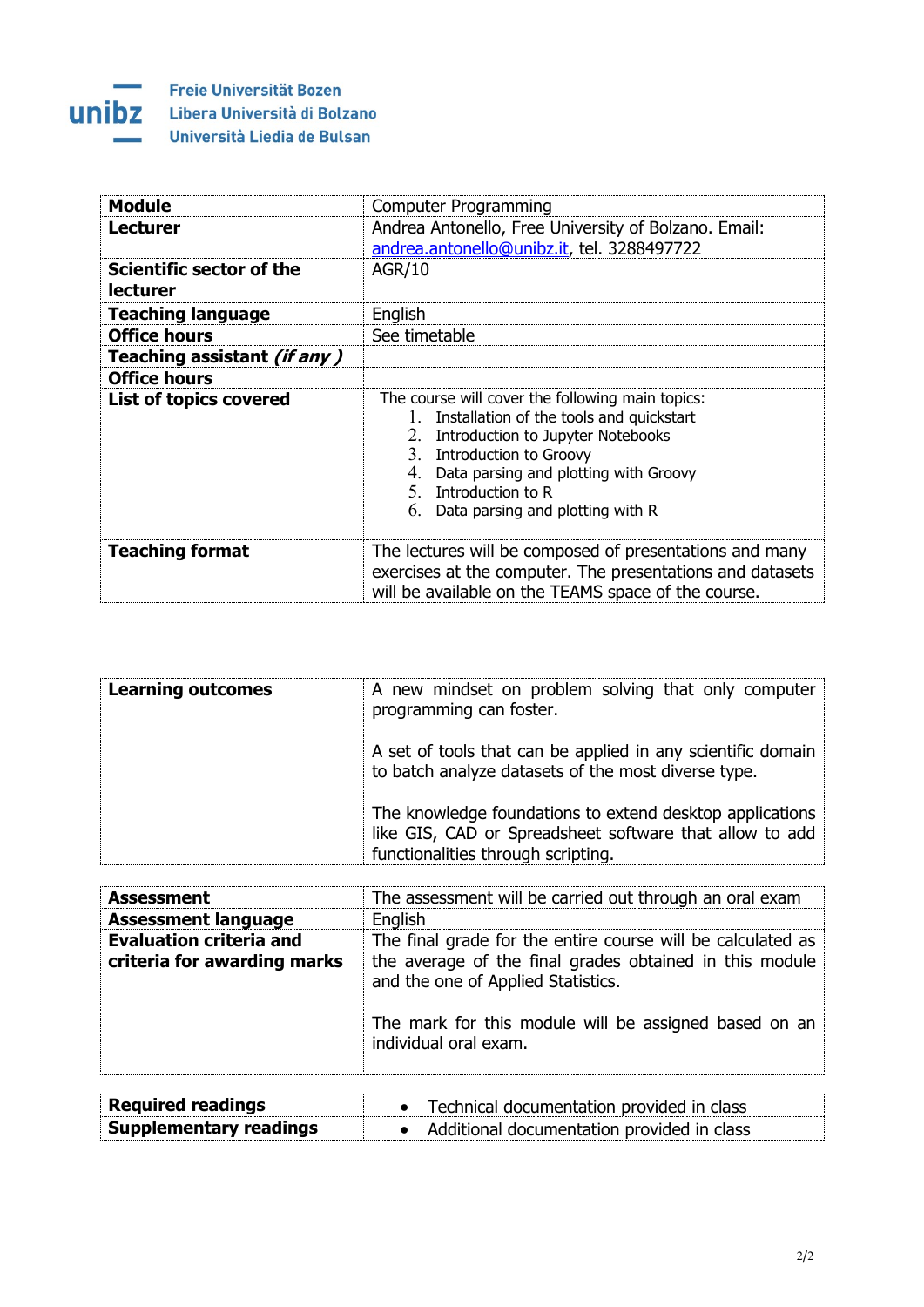Freie Universität Bozen
Libera Università di Bolzano
Università Liedia de Bulsan

| | |
|---|---|
| **Module** | Computer Programming |
| **Lecturer** | Andrea Antonello, Free University of Bolzano. Email: andrea.antonello@unibz.it, tel. 3288497722 |
| **Scientific sector of the lecturer** | AGR/10 |
| **Teaching language** | English |
| **Office hours** | See timetable |
| **Teaching assistant** ***(if any )*** | |
| **Office hours** | |
| **List of topics covered** | The course will cover the following main topics:<br>1. Installation of the tools and quickstart<br>2. Introduction to Jupyter Notebooks<br>3. Introduction to Groovy<br>4. Data parsing and plotting with Groovy<br>5. Introduction to R<br>6. Data parsing and plotting with R |
| **Teaching format** | The lectures will be composed of presentations and many exercises at the computer. The presentations and datasets will be available on the TEAMS space of the course. |

| | |
|---|---|
| **Learning outcomes** | A new mindset on problem solving that only computer programming can foster.<br><br>A set of tools that can be applied in any scientific domain to batch analyze datasets of the most diverse type.<br><br>The knowledge foundations to extend desktop applications like GIS, CAD or Spreadsheet software that allow to add functionalities through scripting. |

| | |
|---|---|
| **Assessment** | The assessment will be carried out through an oral exam |
| **Assessment language** | English |
| **Evaluation criteria and criteria for awarding marks** | The final grade for the entire course will be calculated as the average of the final grades obtained in this module and the one of Applied Statistics.<br><br>The mark for this module will be assigned based on an individual oral exam. |

| | |
|---|---|
| **Required readings** | • Technical documentation provided in class |
| **Supplementary readings** | • Additional documentation provided in class |